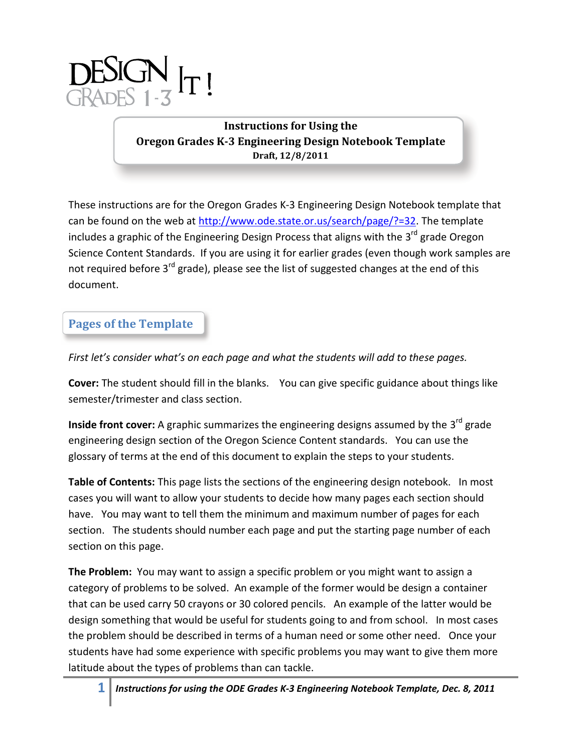# DESIGN It! GRADES 1-3

**Instructions for Using the**
**Oregon Grades K-3 Engineering Design Notebook Template**
**Draft, 12/8/2011**

These instructions are for the Oregon Grades K-3 Engineering Design Notebook template that can be found on the web at http://www.ode.state.or.us/search/page/?=32. The template includes a graphic of the Engineering Design Process that aligns with the 3rd grade Oregon Science Content Standards. If you are using it for earlier grades (even though work samples are not required before 3rd grade), please see the list of suggested changes at the end of this document.

## Pages of the Template

*First let's consider what's on each page and what the students will add to these pages.*

**Cover:** The student should fill in the blanks. You can give specific guidance about things like semester/trimester and class section.

**Inside front cover:** A graphic summarizes the engineering designs assumed by the 3rd grade engineering design section of the Oregon Science Content standards. You can use the glossary of terms at the end of this document to explain the steps to your students.

**Table of Contents:** This page lists the sections of the engineering design notebook. In most cases you will want to allow your students to decide how many pages each section should have. You may want to tell them the minimum and maximum number of pages for each section. The students should number each page and put the starting page number of each section on this page.

**The Problem:** You may want to assign a specific problem or you might want to assign a category of problems to be solved. An example of the former would be design a container that can be used carry 50 crayons or 30 colored pencils. An example of the latter would be design something that would be useful for students going to and from school. In most cases the problem should be described in terms of a human need or some other need. Once your students have had some experience with specific problems you may want to give them more latitude about the types of problems than can tackle.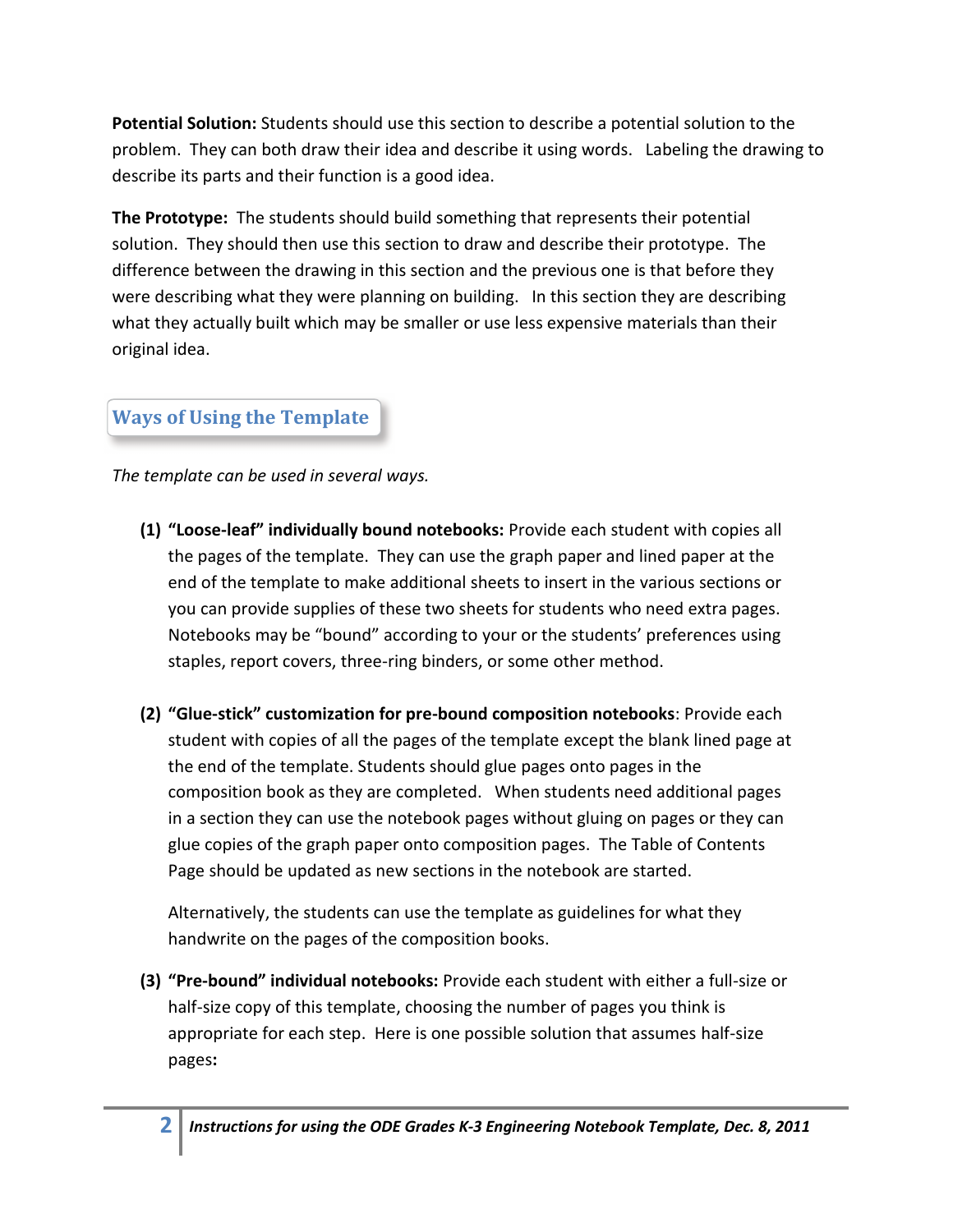**Potential Solution:** Students should use this section to describe a potential solution to the problem. They can both draw their idea and describe it using words. Labeling the drawing to describe its parts and their function is a good idea.

**The Prototype:** The students should build something that represents their potential solution. They should then use this section to draw and describe their prototype. The difference between the drawing in this section and the previous one is that before they were describing what they were planning on building. In this section they are describing what they actually built which may be smaller or use less expensive materials than their original idea.

## Ways of Using the Template

*The template can be used in several ways.*

**(1) "Loose-leaf" individually bound notebooks:** Provide each student with copies all the pages of the template. They can use the graph paper and lined paper at the end of the template to make additional sheets to insert in the various sections or you can provide supplies of these two sheets for students who need extra pages. Notebooks may be "bound" according to your or the students' preferences using staples, report covers, three-ring binders, or some other method.

**(2) "Glue-stick" customization for pre-bound composition notebooks**: Provide each student with copies of all the pages of the template except the blank lined page at the end of the template. Students should glue pages onto pages in the composition book as they are completed. When students need additional pages in a section they can use the notebook pages without gluing on pages or they can glue copies of the graph paper onto composition pages. The Table of Contents Page should be updated as new sections in the notebook are started.

Alternatively, the students can use the template as guidelines for what they handwrite on the pages of the composition books.

**(3) "Pre-bound" individual notebooks:** Provide each student with either a full-size or half-size copy of this template, choosing the number of pages you think is appropriate for each step. Here is one possible solution that assumes half-size pages**:**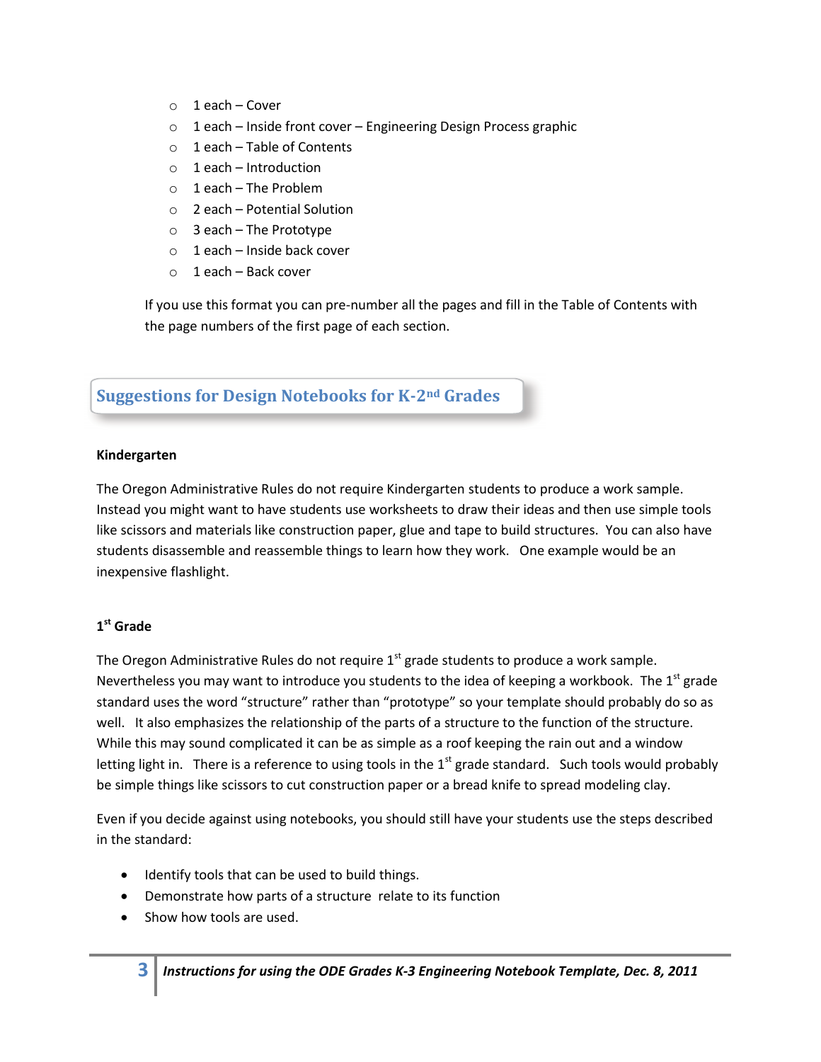- 1 each – Cover
- 1 each – Inside front cover – Engineering Design Process graphic
- 1 each – Table of Contents
- 1 each – Introduction
- 1 each – The Problem
- 2 each – Potential Solution
- 3 each – The Prototype
- 1 each – Inside back cover
- 1 each – Back cover

If you use this format you can pre-number all the pages and fill in the Table of Contents with the page numbers of the first page of each section.

## Suggestions for Design Notebooks for K-2nd Grades

**Kindergarten**

The Oregon Administrative Rules do not require Kindergarten students to produce a work sample. Instead you might want to have students use worksheets to draw their ideas and then use simple tools like scissors and materials like construction paper, glue and tape to build structures. You can also have students disassemble and reassemble things to learn how they work. One example would be an inexpensive flashlight.

**1st Grade**

The Oregon Administrative Rules do not require 1st grade students to produce a work sample. Nevertheless you may want to introduce you students to the idea of keeping a workbook. The 1st grade standard uses the word "structure" rather than "prototype" so your template should probably do so as well. It also emphasizes the relationship of the parts of a structure to the function of the structure. While this may sound complicated it can be as simple as a roof keeping the rain out and a window letting light in. There is a reference to using tools in the 1st grade standard. Such tools would probably be simple things like scissors to cut construction paper or a bread knife to spread modeling clay.

Even if you decide against using notebooks, you should still have your students use the steps described in the standard:

- Identify tools that can be used to build things.
- Demonstrate how parts of a structure relate to its function
- Show how tools are used.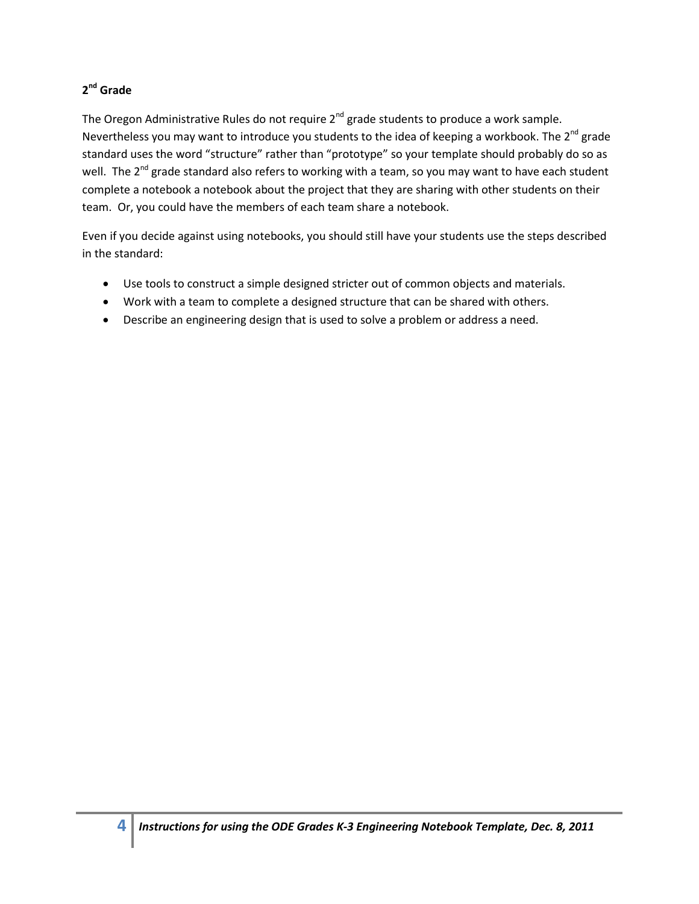**2nd Grade**

The Oregon Administrative Rules do not require 2nd grade students to produce a work sample. Nevertheless you may want to introduce you students to the idea of keeping a workbook. The 2nd grade standard uses the word "structure" rather than "prototype" so your template should probably do so as well. The 2nd grade standard also refers to working with a team, so you may want to have each student complete a notebook a notebook about the project that they are sharing with other students on their team. Or, you could have the members of each team share a notebook.

Even if you decide against using notebooks, you should still have your students use the steps described in the standard:

- Use tools to construct a simple designed stricter out of common objects and materials.
- Work with a team to complete a designed structure that can be shared with others.
- Describe an engineering design that is used to solve a problem or address a need.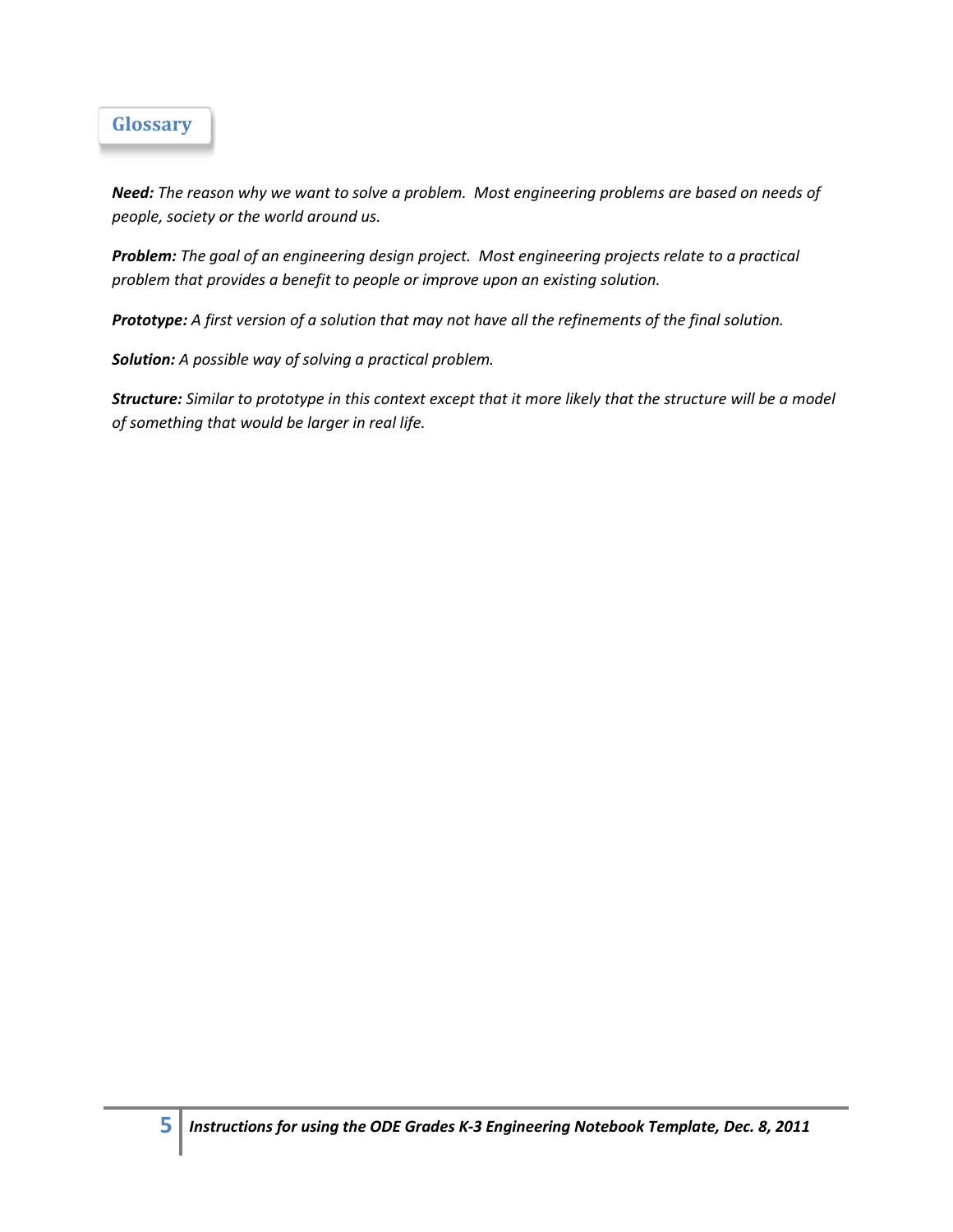## Glossary

***Need:*** *The reason why we want to solve a problem. Most engineering problems are based on needs of people, society or the world around us.*

***Problem:*** *The goal of an engineering design project. Most engineering projects relate to a practical problem that provides a benefit to people or improve upon an existing solution.*

***Prototype:*** *A first version of a solution that may not have all the refinements of the final solution.*

***Solution:*** *A possible way of solving a practical problem.*

***Structure:*** *Similar to prototype in this context except that it more likely that the structure will be a model of something that would be larger in real life.*